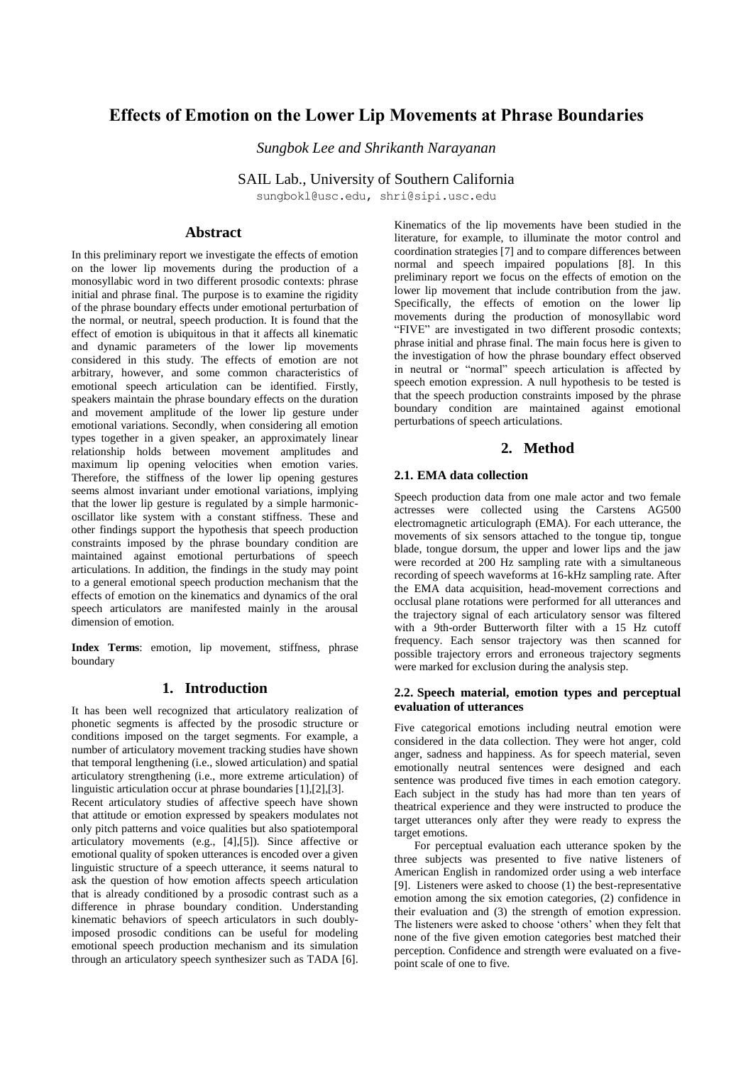# Effects of Emotion on the Lower Lip Movements at Phrase Boundaries

*Sungbok Lee and Shrikanth Narayanan*

SAIL Lab., University of Southern California

sungbokl@usc.edu, shri@sipi.usc.edu

## Abstract

In this preliminary report we investigate the effects of emotion on the lower lip movements during the production of a monosyllabic word in two different prosodic contexts: phrase initial and phrase final. The purpose is to examine the rigidity of the phrase boundary effects under emotional perturbation of the normal, or neutral, speech production. It is found that the effect of emotion is ubiquitous in that it affects all kinematic and dynamic parameters of the lower lip movements considered in this study. The effects of emotion are not arbitrary, however, and some common characteristics of emotional speech articulation can be identified. Firstly, speakers maintain the phrase boundary effects on the duration and movement amplitude of the lower lip gesture under emotional variations. Secondly, when considering all emotion types together in a given speaker, an approximately linear relationship holds between movement amplitudes and maximum lip opening velocities when emotion varies. Therefore, the stiffness of the lower lip opening gestures seems almost invariant under emotional variations, implying that the lower lip gesture is regulated by a simple harmonic-oscillator like system with a constant stiffness. These and other findings support the hypothesis that speech production constraints imposed by the phrase boundary condition are maintained against emotional perturbations of speech articulations. In addition, the findings in the study may point to a general emotional speech production mechanism that the effects of emotion on the kinematics and dynamics of the oral speech articulators are manifested mainly in the arousal dimension of emotion.

**Index Terms**: emotion, lip movement, stiffness, phrase boundary

## 1. Introduction

It has been well recognized that articulatory realization of phonetic segments is affected by the prosodic structure or conditions imposed on the target segments. For example, a number of articulatory movement tracking studies have shown that temporal lengthening (i.e., slowed articulation) and spatial articulatory strengthening (i.e., more extreme articulation) of linguistic articulation occur at phrase boundaries [1],[2],[3].

Recent articulatory studies of affective speech have shown that attitude or emotion expressed by speakers modulates not only pitch patterns and voice qualities but also spatiotemporal articulatory movements (e.g., [4],[5]). Since affective or emotional quality of spoken utterances is encoded over a given linguistic structure of a speech utterance, it seems natural to ask the question of how emotion affects speech articulation that is already conditioned by a prosodic contrast such as a difference in phrase boundary condition. Understanding kinematic behaviors of speech articulators in such doubly-imposed prosodic conditions can be useful for modeling emotional speech production mechanism and its simulation through an articulatory speech synthesizer such as TADA [6].

Kinematics of the lip movements have been studied in the literature, for example, to illuminate the motor control and coordination strategies [7] and to compare differences between normal and speech impaired populations [8]. In this preliminary report we focus on the effects of emotion on the lower lip movement that include contribution from the jaw. Specifically, the effects of emotion on the lower lip movements during the production of monosyllabic word "FIVE" are investigated in two different prosodic contexts; phrase initial and phrase final. The main focus here is given to the investigation of how the phrase boundary effect observed in neutral or "normal" speech articulation is affected by speech emotion expression. A null hypothesis to be tested is that the speech production constraints imposed by the phrase boundary condition are maintained against emotional perturbations of speech articulations.

## 2. Method

### 2.1. EMA data collection

Speech production data from one male actor and two female actresses were collected using the Carstens AG500 electromagnetic articulograph (EMA). For each utterance, the movements of six sensors attached to the tongue tip, tongue blade, tongue dorsum, the upper and lower lips and the jaw were recorded at 200 Hz sampling rate with a simultaneous recording of speech waveforms at 16-kHz sampling rate. After the EMA data acquisition, head-movement corrections and occlusal plane rotations were performed for all utterances and the trajectory signal of each articulatory sensor was filtered with a 9th-order Butterworth filter with a 15 Hz cutoff frequency. Each sensor trajectory was then scanned for possible trajectory errors and erroneous trajectory segments were marked for exclusion during the analysis step.

### 2.2. Speech material, emotion types and perceptual evaluation of utterances

Five categorical emotions including neutral emotion were considered in the data collection. They were hot anger, cold anger, sadness and happiness. As for speech material, seven emotionally neutral sentences were designed and each sentence was produced five times in each emotion category. Each subject in the study has had more than ten years of theatrical experience and they were instructed to produce the target utterances only after they were ready to express the target emotions.

For perceptual evaluation each utterance spoken by the three subjects was presented to five native listeners of American English in randomized order using a web interface [9]. Listeners were asked to choose (1) the best-representative emotion among the six emotion categories, (2) confidence in their evaluation and (3) the strength of emotion expression. The listeners were asked to choose 'others' when they felt that none of the five given emotion categories best matched their perception. Confidence and strength were evaluated on a five-point scale of one to five.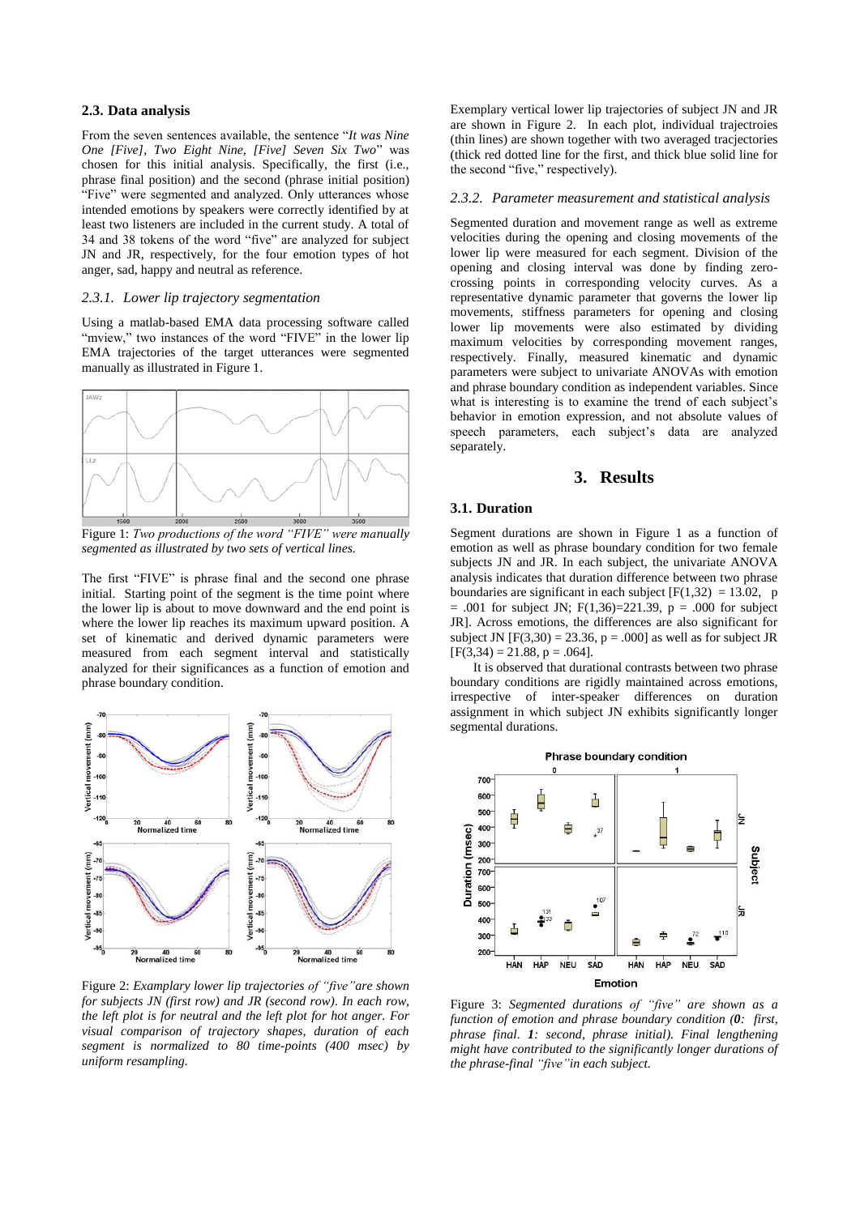### 2.3. Data analysis

From the seven sentences available, the sentence "*It was Nine One [Five], Two Eight Nine, [Five] Seven Six Two*" was chosen for this initial analysis. Specifically, the first (i.e., phrase final position) and the second (phrase initial position) "Five" were segmented and analyzed. Only utterances whose intended emotions by speakers were correctly identified by at least two listeners are included in the current study. A total of 34 and 38 tokens of the word "five" are analyzed for subject JN and JR, respectively, for the four emotion types of hot anger, sad, happy and neutral as reference.

#### 2.3.1. Lower lip trajectory segmentation

Using a matlab-based EMA data processing software called "mview," two instances of the word "FIVE" in the lower lip EMA trajectories of the target utterances were segmented manually as illustrated in Figure 1.

Figure 1: *Two productions of the word "FIVE" were manually segmented as illustrated by two sets of vertical lines.*

The first "FIVE" is phrase final and the second one phrase initial. Starting point of the segment is the time point where the lower lip is about to move downward and the end point is where the lower lip reaches its maximum upward position. A set of kinematic and derived dynamic parameters were measured from each segment interval and statistically analyzed for their significances as a function of emotion and phrase boundary condition.

Figure 2: *Examplary lower lip trajectories of "five"are shown for subjects JN (first row) and JR (second row). In each row, the left plot is for neutral and the left plot for hot anger. For visual comparison of trajectory shapes, duration of each segment is normalized to 80 time-points (400 msec) by uniform resampling.*

Exemplary vertical lower lip trajectories of subject JN and JR are shown in Figure 2. In each plot, individual trajectroies (thin lines) are shown together with two averaged tracjectories (thick red dotted line for the first, and thick blue solid line for the second "five," respectively).

#### 2.3.2. Parameter measurement and statistical analysis

Segmented duration and movement range as well as extreme velocities during the opening and closing movements of the lower lip were measured for each segment. Division of the opening and closing interval was done by finding zero-crossing points in corresponding velocity curves. As a representative dynamic parameter that governs the lower lip movements, stiffness parameters for opening and closing lower lip movements were also estimated by dividing maximum velocities by corresponding movement ranges, respectively. Finally, measured kinematic and dynamic parameters were subject to univariate ANOVAs with emotion and phrase boundary condition as independent variables. Since what is interesting is to examine the trend of each subject's behavior in emotion expression, and not absolute values of speech parameters, each subject's data are analyzed separately.

## 3. Results

### 3.1. Duration

Segment durations are shown in Figure 1 as a function of emotion as well as phrase boundary condition for two female subjects JN and JR. In each subject, the univariate ANOVA analysis indicates that duration difference between two phrase boundaries are significant in each subject [$F(1,32) = 13.02$, $p = .001$ for subject JN; $F(1,36)=221.39$, $p = .000$ for subject JR]. Across emotions, the differences are also significant for subject JN [$F(3,30) = 23.36$, $p = .000$] as well as for subject JR [$F(3,34) = 21.88$, $p = .064$].

It is observed that durational contrasts between two phrase boundary conditions are rigidly maintained across emotions, irrespective of inter-speaker differences on duration assignment in which subject JN exhibits significantly longer segmental durations.

Figure 3: *Segmented durations of "five" are shown as a function of emotion and phrase boundary condition (**0**: first, phrase final. **1**: second, phrase initial). Final lengthening might have contributed to the significantly longer durations of the phrase-final "five"in each subject.*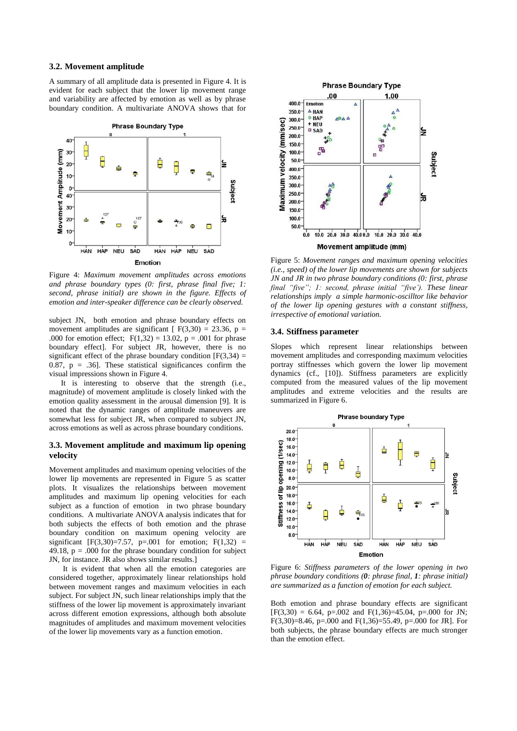### 3.2. Movement amplitude

A summary of all amplitude data is presented in Figure 4. It is evident for each subject that the lower lip movement range and variability are affected by emotion as well as by phrase boundary condition. A multivariate ANOVA shows that for subject JN, both emotion and phrase boundary effects on movement amplitudes are significant [ $F(3,30) = 23.36$, $p = .000$ for emotion effect; $F(1,32) = 13.02$, $p = .001$ for phrase boundary effect]. For subject JR, however, there is no significant effect of the phrase boundary condition [$F(3,34) = 0.87$, $p = .36$]. These statistical significances confirm the visual impressions shown in Figure 4.

Figure 4: *Maximum movement amplitudes across emotions and phrase boundary types (0: first, phrase final five; 1: second, phrase initial) are shown in the figure. Effects of emotion and inter-speaker difference can be clearly observed.*

It is interesting to observe that the strength (i.e., magnitude) of movement amplitude is closely linked with the emotion quality assessment in the arousal dimension [9]. It is noted that the dynamic ranges of amplitude maneuvers are somewhat less for subject JR, when compared to subject JN, across emotions as well as across phrase boundary conditions.

### 3.3. Movement amplitude and maximum lip opening velocity

Movement amplitudes and maximum opening velocities of the lower lip movements are represented in Figure 5 as scatter plots. It visualizes the relationships between movement amplitudes and maximum lip opening velocities for each subject as a function of emotion in two phrase boundary conditions. A multivariate ANOVA analysis indicates that for both subjects the effects of both emotion and the phrase boundary condition on maximum opening velocity are significant [$F(3,30)=7.57$, $p=.001$ for emotion; $F(1,32) = 49.18$, $p = .000$ for the phrase boundary condition for subject JN, for instance. JR also shows similar results.]

It is evident that when all the emotion categories are considered together, approximately linear relationships hold between movement ranges and maximum velocities in each subject. For subject JN, such linear relationships imply that the stiffness of the lower lip movement is approximately invariant across different emotion expressions, although both absolute magnitudes of amplitudes and maximum movement velocities of the lower lip movements vary as a function emotion.

Figure 5: *Movement ranges and maximum opening velocities (i.e., speed) of the lower lip movements are shown for subjects JN and JR in two phrase boundary conditions (0: first, phrase final "five"; 1: second, phrase initial "five"). These linear relationships imply a simple harmonic-oscilltor like behavior of the lower lip opening gestures with a constant stiffness, irrespective of emotional variation.*

### 3.4. Stiffness parameter

Slopes which represent linear relationships between movement amplitudes and corresponding maximum velocities portray stiffnesses which govern the lower lip movement dynamics (cf., [10]). Stiffness parameters are explicitly computed from the measured values of the lip movement amplitudes and extreme velocities and the results are summarized in Figure 6.

Figure 6: *Stiffness parameters of the lower opening in two phrase boundary conditions (**0**: phrase final, **1**: phrase initial) are summarized as a function of emotion for each subject.*

Both emotion and phrase boundary effects are significant [$F(3,30) = 6.64$, $p=.002$ and $F(1,36)=45.04$, $p=.000$ for JN; $F(3,30)=8.46$, $p=.000$ and $F(1,36)=55.49$, $p=.000$ for JR]. For both subjects, the phrase boundary effects are much stronger than the emotion effect.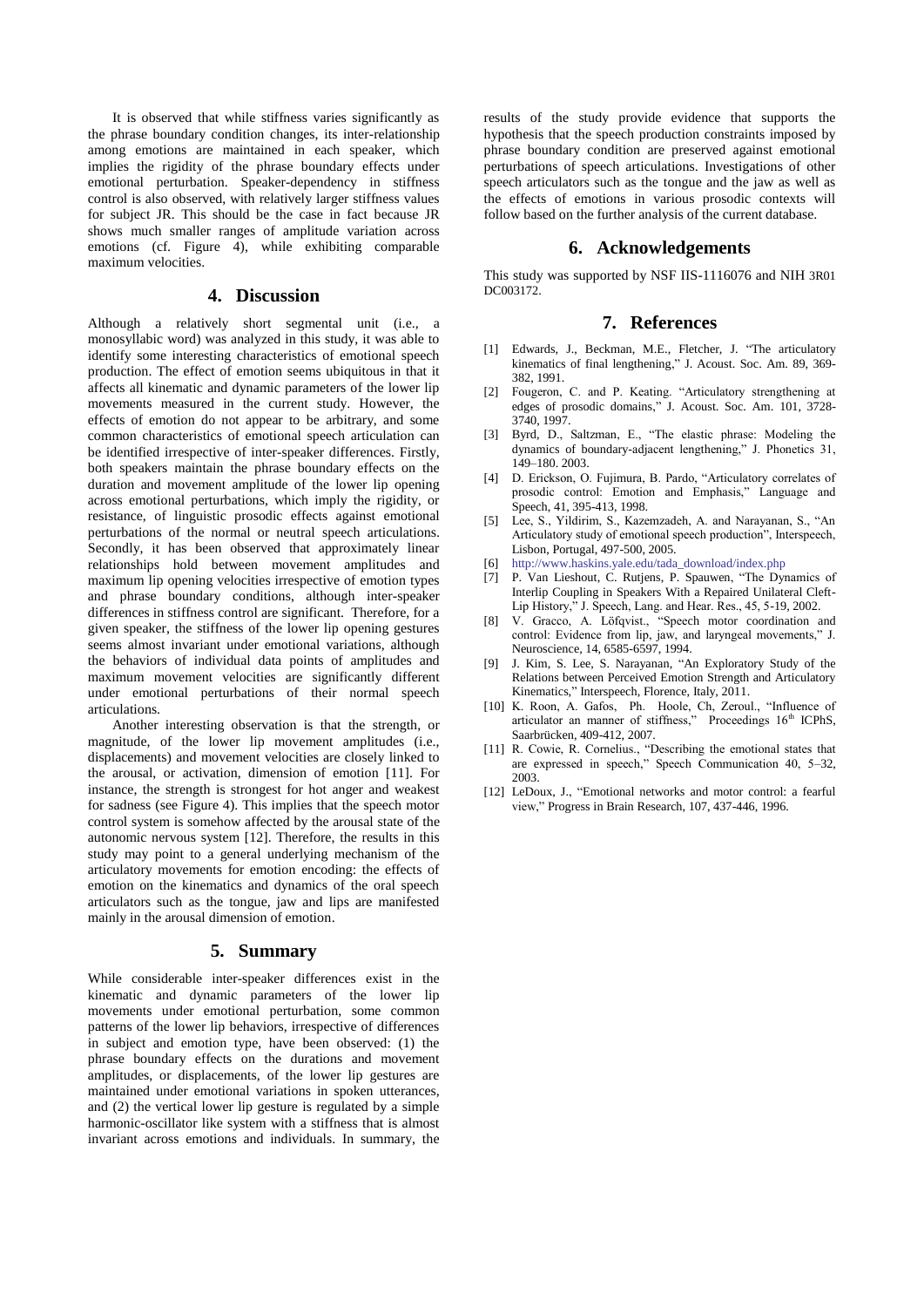It is observed that while stiffness varies significantly as the phrase boundary condition changes, its inter-relationship among emotions are maintained in each speaker, which implies the rigidity of the phrase boundary effects under emotional perturbation. Speaker-dependency in stiffness control is also observed, with relatively larger stiffness values for subject JR. This should be the case in fact because JR shows much smaller ranges of amplitude variation across emotions (cf. Figure 4), while exhibiting comparable maximum velocities.

## 4. Discussion

Although a relatively short segmental unit (i.e., a monosyllabic word) was analyzed in this study, it was able to identify some interesting characteristics of emotional speech production. The effect of emotion seems ubiquitous in that it affects all kinematic and dynamic parameters of the lower lip movements measured in the current study. However, the effects of emotion do not appear to be arbitrary, and some common characteristics of emotional speech articulation can be identified irrespective of inter-speaker differences. Firstly, both speakers maintain the phrase boundary effects on the duration and movement amplitude of the lower lip opening across emotional perturbations, which imply the rigidity, or resistance, of linguistic prosodic effects against emotional perturbations of the normal or neutral speech articulations. Secondly, it has been observed that approximately linear relationships hold between movement amplitudes and maximum lip opening velocities irrespective of emotion types and phrase boundary conditions, although inter-speaker differences in stiffness control are significant. Therefore, for a given speaker, the stiffness of the lower lip opening gestures seems almost invariant under emotional variations, although the behaviors of individual data points of amplitudes and maximum movement velocities are significantly different under emotional perturbations of their normal speech articulations.

Another interesting observation is that the strength, or magnitude, of the lower lip movement amplitudes (i.e., displacements) and movement velocities are closely linked to the arousal, or activation, dimension of emotion [11]. For instance, the strength is strongest for hot anger and weakest for sadness (see Figure 4). This implies that the speech motor control system is somehow affected by the arousal state of the autonomic nervous system [12]. Therefore, the results in this study may point to a general underlying mechanism of the articulatory movements for emotion encoding: the effects of emotion on the kinematics and dynamics of the oral speech articulators such as the tongue, jaw and lips are manifested mainly in the arousal dimension of emotion.

## 5. Summary

While considerable inter-speaker differences exist in the kinematic and dynamic parameters of the lower lip movements under emotional perturbation, some common patterns of the lower lip behaviors, irrespective of differences in subject and emotion type, have been observed: (1) the phrase boundary effects on the durations and movement amplitudes, or displacements, of the lower lip gestures are maintained under emotional variations in spoken utterances, and (2) the vertical lower lip gesture is regulated by a simple harmonic-oscillator like system with a stiffness that is almost invariant across emotions and individuals. In summary, the results of the study provide evidence that supports the hypothesis that the speech production constraints imposed by phrase boundary condition are preserved against emotional perturbations of speech articulations. Investigations of other speech articulators such as the tongue and the jaw as well as the effects of emotions in various prosodic contexts will follow based on the further analysis of the current database.

## 6. Acknowledgements

This study was supported by NSF IIS-1116076 and NIH 3R01 DC003172.

## 7. References

[1] Edwards, J., Beckman, M.E., Fletcher, J. "The articulatory kinematics of final lengthening," J. Acoust. Soc. Am. 89, 369-382, 1991.

[2] Fougeron, C. and P. Keating. "Articulatory strengthening at edges of prosodic domains," J. Acoust. Soc. Am. 101, 3728-3740, 1997.

[3] Byrd, D., Saltzman, E., "The elastic phrase: Modeling the dynamics of boundary-adjacent lengthening," J. Phonetics 31, 149–180. 2003.

[4] D. Erickson, O. Fujimura, B. Pardo, "Articulatory correlates of prosodic control: Emotion and Emphasis," Language and Speech, 41, 395-413, 1998.

[5] Lee, S., Yildirim, S., Kazemzadeh, A. and Narayanan, S., "An Articulatory study of emotional speech production", Interspeech, Lisbon, Portugal, 497-500, 2005.

[6] http://www.haskins.yale.edu/tada_download/index.php

[7] P. Van Lieshout, C. Rutjens, P. Spauwen, "The Dynamics of Interlip Coupling in Speakers With a Repaired Unilateral Cleft-Lip History," J. Speech, Lang. and Hear. Res., 45, 5-19, 2002.

[8] V. Gracco, A. Löfqvist., "Speech motor coordination and control: Evidence from lip, jaw, and laryngeal movements," J. Neuroscience, 14, 6585-6597, 1994.

[9] J. Kim, S. Lee, S. Narayanan, "An Exploratory Study of the Relations between Perceived Emotion Strength and Articulatory Kinematics," Interspeech, Florence, Italy, 2011.

[10] K. Roon, A. Gafos, Ph. Hoole, Ch, Zeroul., "Influence of articulator an manner of stiffness," Proceedings 16th ICPhS, Saarbrücken, 409-412, 2007.

[11] R. Cowie, R. Cornelius., "Describing the emotional states that are expressed in speech," Speech Communication 40, 5–32, 2003.

[12] LeDoux, J., "Emotional networks and motor control: a fearful view," Progress in Brain Research, 107, 437-446, 1996.